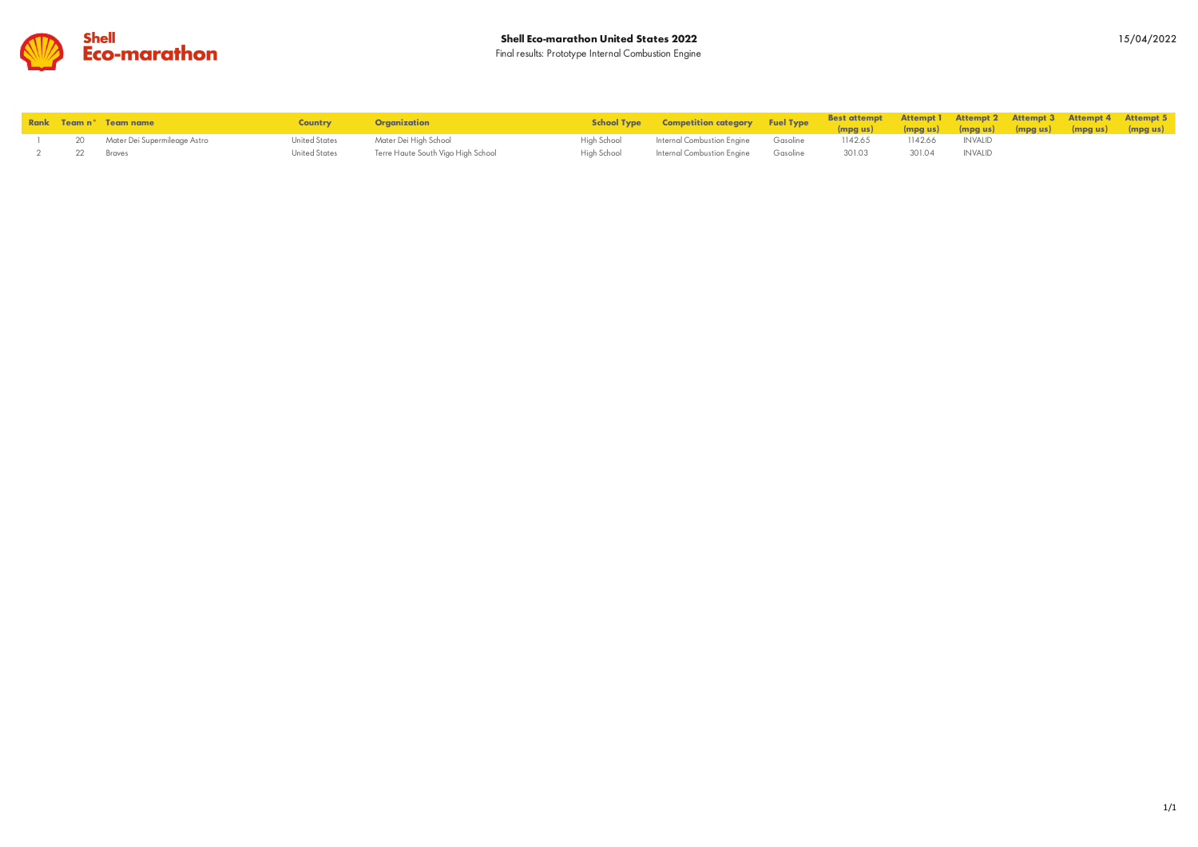**Shell Eco-marathon United States 2022**

Final results: Prototype Internal Combustion Engine

15/04/2022

| Rank | Team n° | Team name | Country | Organization | School Type | Competition category | Fuel Type | Best attempt (mpg us) | Attempt 1 (mpg us) | Attempt 2 (mpg us) | Attempt 3 (mpg us) | Attempt 4 (mpg us) | Attempt 5 (mpg us) |
|---|---|---|---|---|---|---|---|---|---|---|---|---|---|
| 1 | 20 | Mater Dei Supermileage Astro | United States | Mater Dei High School | High School | Internal Combustion Engine | Gasoline | 1142.65 | 1142.66 | INVALID | | | |
| 2 | 22 | Braves | United States | Terre Haute South Vigo High School | High School | Internal Combustion Engine | Gasoline | 301.03 | 301.04 | INVALID | | | |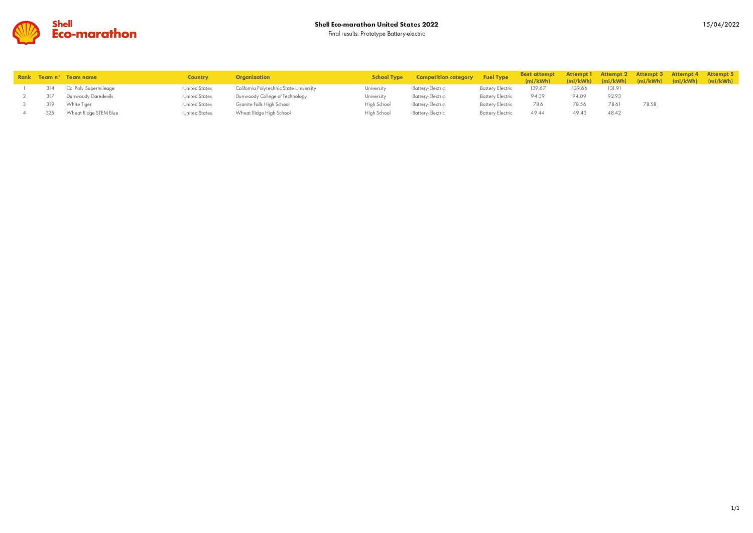## Shell Eco-marathon United States 2022

Final results: Prototype Battery-electric

15/04/2022

| Rank | Team n° | Team name | Country | Organization | School Type | Competition category | Fuel Type | Best attempt (mi/kWh) | Attempt 1 (mi/kWh) | Attempt 2 (mi/kWh) | Attempt 3 (mi/kWh) | Attempt 4 (mi/kWh) | Attempt 5 (mi/kWh) |
|---|---|---|---|---|---|---|---|---|---|---|---|---|---|
| 1 | 314 | Cal Poly Supermileage | United States | California Polytechnic State University | University | Battery-Electric | Battery Electric | 139.67 | 139.66 | 131.91 | | | |
| 2 | 317 | Dunwoody Daredevils | United States | Dunwoody College of Technology | University | Battery-Electric | Battery Electric | 94.09 | 94.09 | 92.93 | | | |
| 3 | 319 | White Tiger | United States | Granite Falls High School | High School | Battery-Electric | Battery Electric | 78.6 | 78.56 | 78.61 | 78.58 | | |
| 4 | 325 | Wheat Ridge STEM Blue | United States | Wheat Ridge High School | High School | Battery-Electric | Battery Electric | 49.44 | 49.43 | 48.42 | | | |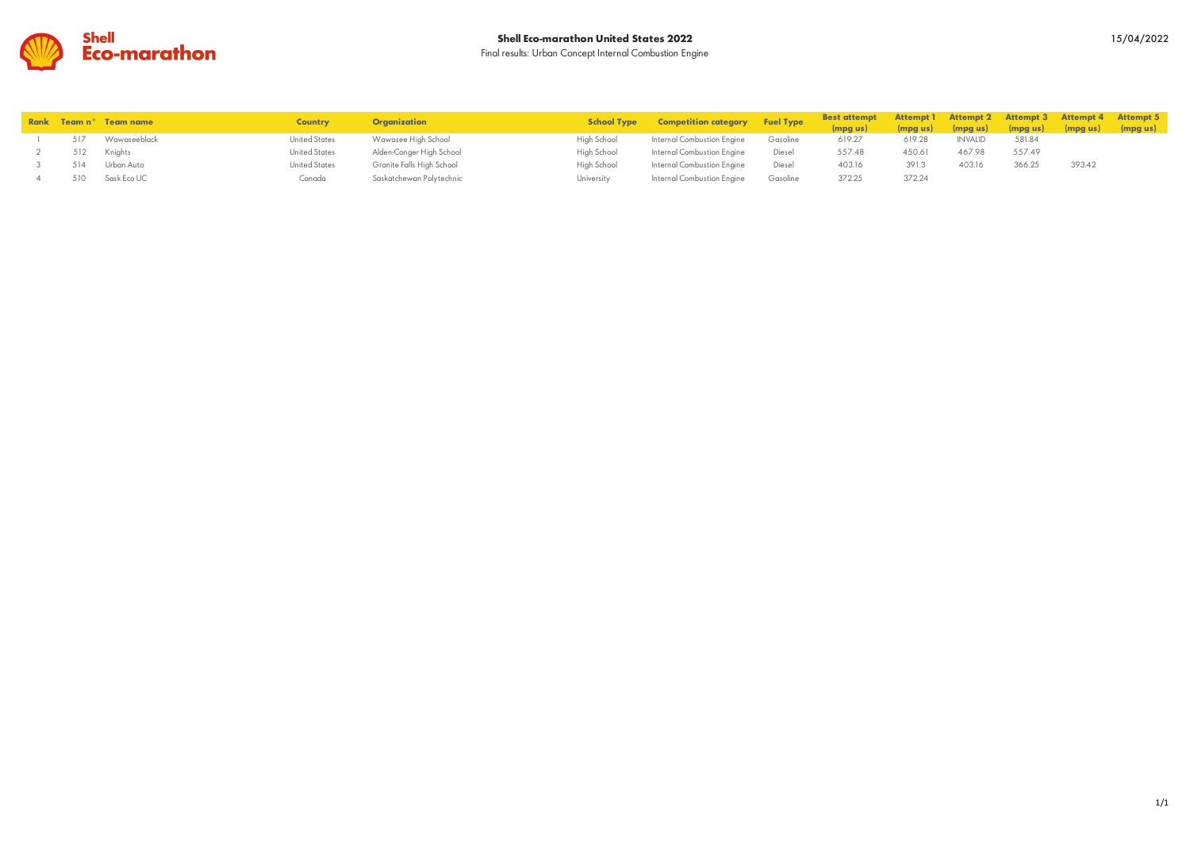**Shell Eco-marathon**

**Shell Eco-marathon United States 2022**

Final results: Urban Concept Internal Combustion Engine

15/04/2022

| Rank | Team n° | Team name | Country | Organization | School Type | Competition category | Fuel Type | Best attempt (mpg us) | Attempt 1 (mpg us) | Attempt 2 (mpg us) | Attempt 3 (mpg us) | Attempt 4 (mpg us) | Attempt 5 (mpg us) |
|---|---|---|---|---|---|---|---|---|---|---|---|---|---|
| 1 | 517 | Wawaseeblack | United States | Wawasee High School | High School | Internal Combustion Engine | Gasoline | 619.27 | 619.28 | INVALID | 581.84 | | |
| 2 | 512 | Knights | United States | Alden-Conger High School | High School | Internal Combustion Engine | Diesel | 557.48 | 450.61 | 467.98 | 557.49 | | |
| 3 | 514 | Urban Auto | United States | Granite Falls High School | High School | Internal Combustion Engine | Diesel | 403.16 | 391.3 | 403.16 | 366.25 | 393.42 | |
| 4 | 510 | Sask Eco UC | Canada | Saskatchewan Polytechnic | University | Internal Combustion Engine | Gasoline | 372.25 | 372.24 | | | | |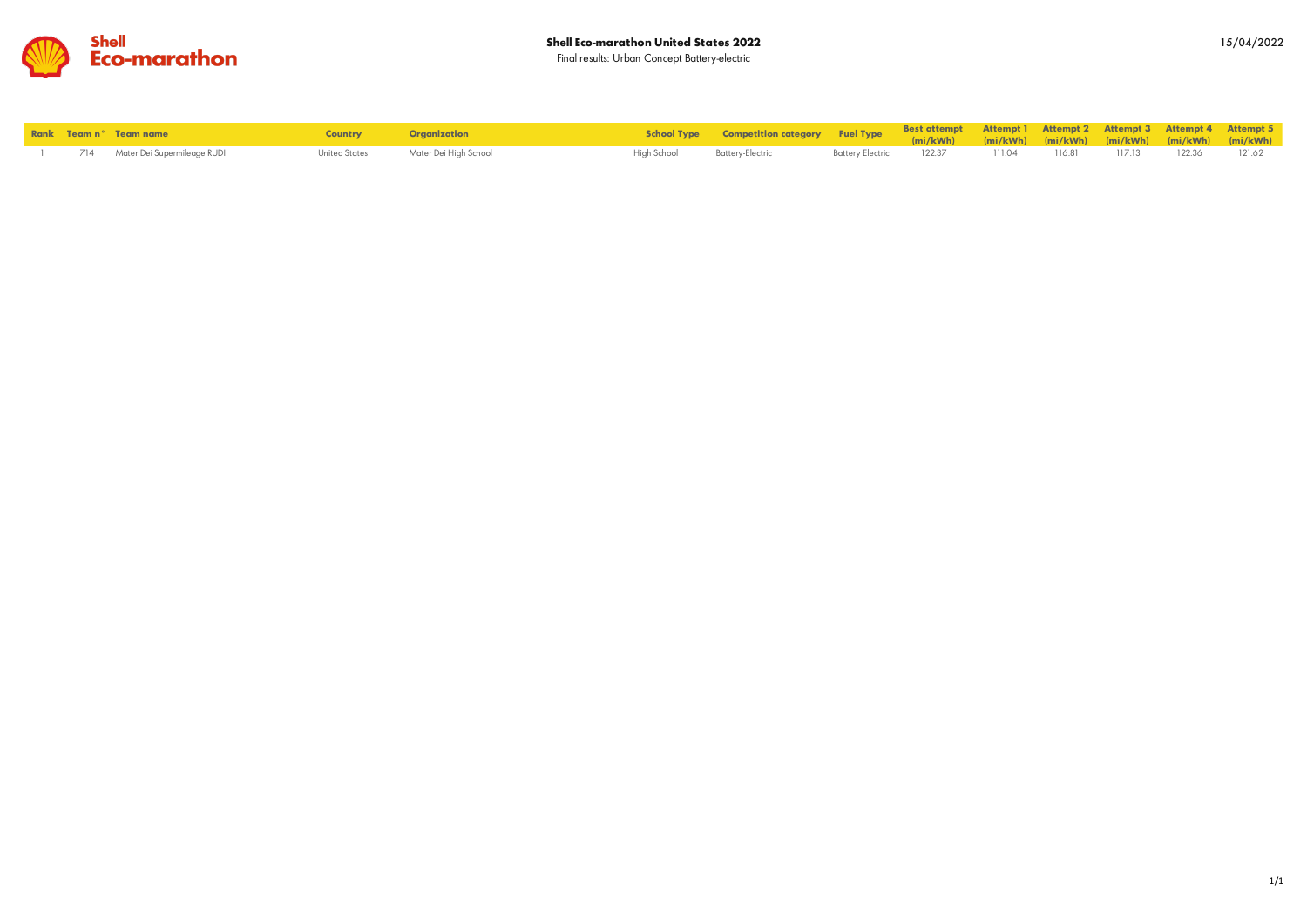**Shell Eco-marathon United States 2022**

Final results: Urban Concept Battery-electric

15/04/2022

| Rank | Team n° | Team name | Country | Organization | School Type | Competition category | Fuel Type | Best attempt (mi/kWh) | Attempt 1 (mi/kWh) | Attempt 2 (mi/kWh) | Attempt 3 (mi/kWh) | Attempt 4 (mi/kWh) | Attempt 5 (mi/kWh) |
|---|---|---|---|---|---|---|---|---|---|---|---|---|---|
| 1 | 714 | Mater Dei Supermileage RUDI | United States | Mater Dei High School | High School | Battery-Electric | Battery Electric | 122.37 | 111.04 | 116.81 | 117.13 | 122.36 | 121.62 |